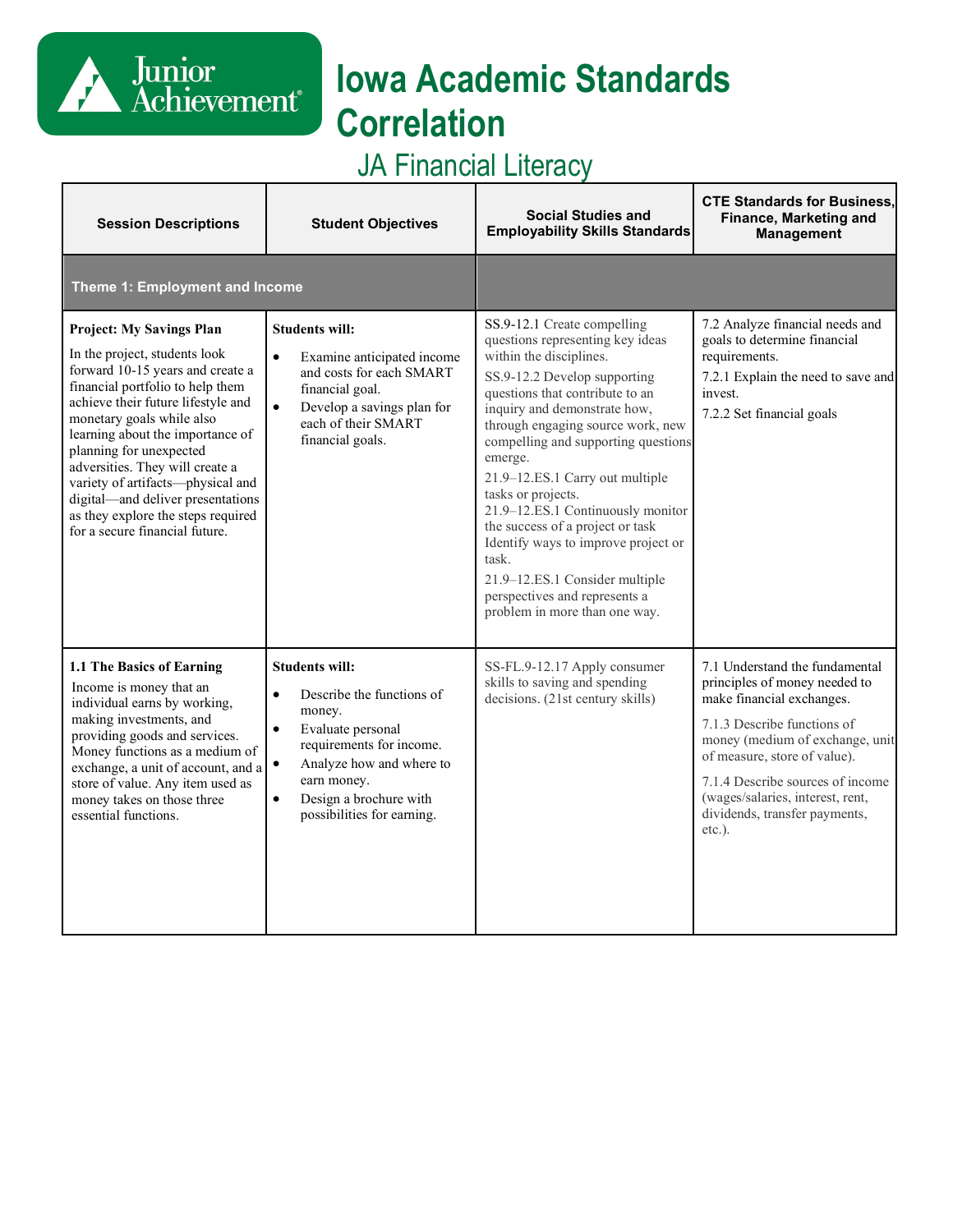# Iowa Academic Standards Correlation

## JA Financial Literacy

| Session Descriptions | Student Objectives | Social Studies and Employability Skills Standards | CTE Standards for Business, Finance, Marketing and Management |
|---|---|---|---|
| **Theme 1: Employment and Income** | | | |
| **Project: My Savings Plan**<br>In the project, students look forward 10-15 years and create a financial portfolio to help them achieve their future lifestyle and monetary goals while also learning about the importance of planning for unexpected adversities. They will create a variety of artifacts—physical and digital—and deliver presentations as they explore the steps required for a secure financial future. | **Students will:**<br>• Examine anticipated income and costs for each SMART financial goal.<br>• Develop a savings plan for each of their SMART financial goals. | SS.9-12.1 Create compelling questions representing key ideas within the disciplines.<br>SS.9-12.2 Develop supporting questions that contribute to an inquiry and demonstrate how, through engaging source work, new compelling and supporting questions emerge.<br>21.9–12.ES.1 Carry out multiple tasks or projects.<br>21.9–12.ES.1 Continuously monitor the success of a project or task Identify ways to improve project or task.<br>21.9–12.ES.1 Consider multiple perspectives and represents a problem in more than one way. | 7.2 Analyze financial needs and goals to determine financial requirements.<br>7.2.1 Explain the need to save and invest.<br>7.2.2 Set financial goals |
| **1.1 The Basics of Earning**<br>Income is money that an individual earns by working, making investments, and providing goods and services. Money functions as a medium of exchange, a unit of account, and a store of value. Any item used as money takes on those three essential functions. | **Students will:**<br>• Describe the functions of money.<br>• Evaluate personal requirements for income.<br>• Analyze how and where to earn money.<br>• Design a brochure with possibilities for earning. | SS-FL.9-12.17 Apply consumer skills to saving and spending decisions. (21st century skills) | 7.1 Understand the fundamental principles of money needed to make financial exchanges.<br>7.1.3 Describe functions of money (medium of exchange, unit of measure, store of value).<br>7.1.4 Describe sources of income (wages/salaries, interest, rent, dividends, transfer payments, etc.). |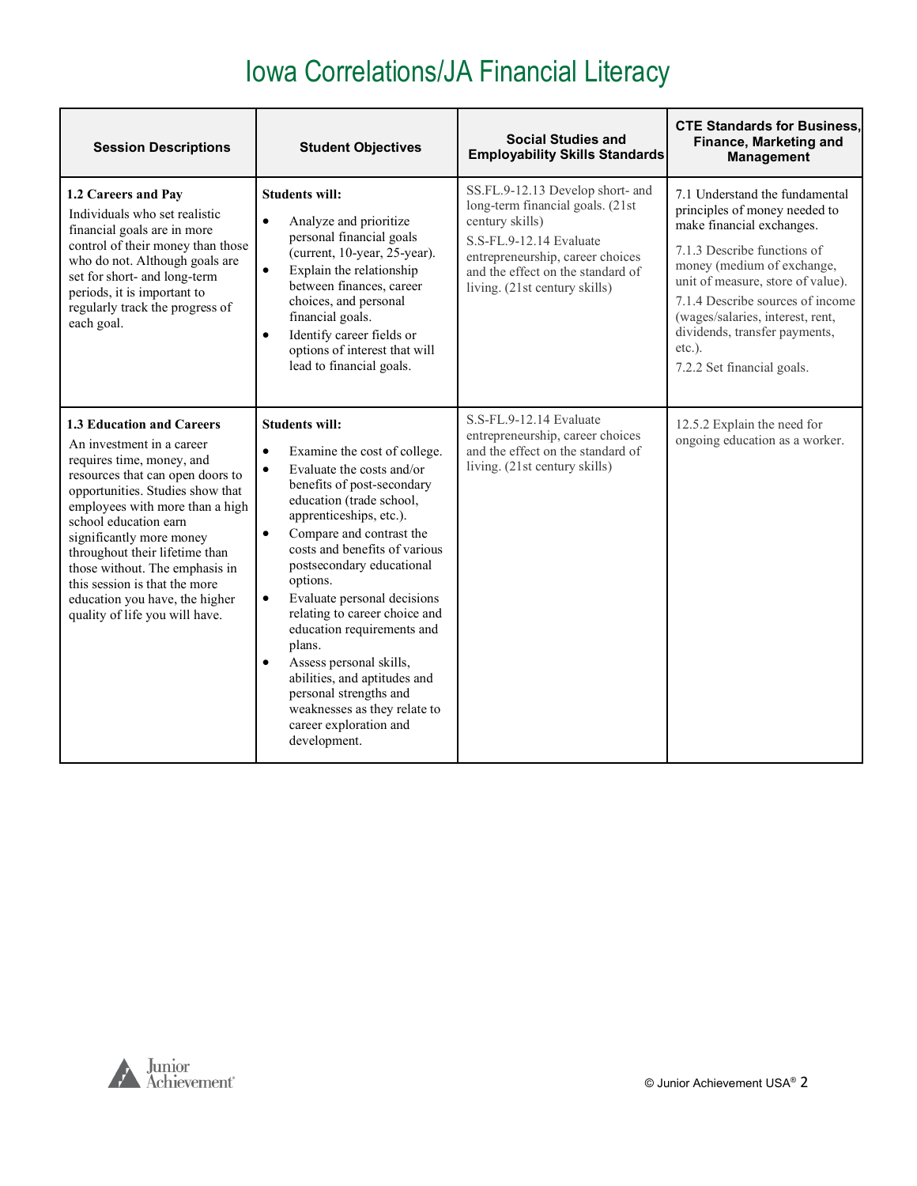# Iowa Correlations/JA Financial Literacy

| Session Descriptions | Student Objectives | Social Studies and Employability Skills Standards | CTE Standards for Business, Finance, Marketing and Management |
|---|---|---|---|
| **1.2 Careers and Pay**<br>Individuals who set realistic financial goals are in more control of their money than those who do not. Although goals are set for short- and long-term periods, it is important to regularly track the progress of each goal. | **Students will:**<br>• Analyze and prioritize personal financial goals (current, 10-year, 25-year).<br>• Explain the relationship between finances, career choices, and personal financial goals.<br>• Identify career fields or options of interest that will lead to financial goals. | SS.FL.9-12.13 Develop short- and long-term financial goals. (21st century skills)<br>S.S-FL.9-12.14 Evaluate entrepreneurship, career choices and the effect on the standard of living. (21st century skills) | 7.1 Understand the fundamental principles of money needed to make financial exchanges.<br>7.1.3 Describe functions of money (medium of exchange, unit of measure, store of value).<br>7.1.4 Describe sources of income (wages/salaries, interest, rent, dividends, transfer payments, etc.).<br>7.2.2 Set financial goals. |
| **1.3 Education and Careers**<br>An investment in a career requires time, money, and resources that can open doors to opportunities. Studies show that employees with more than a high school education earn significantly more money throughout their lifetime than those without. The emphasis in this session is that the more education you have, the higher quality of life you will have. | **Students will:**<br>• Examine the cost of college.<br>• Evaluate the costs and/or benefits of post-secondary education (trade school, apprenticeships, etc.).<br>• Compare and contrast the costs and benefits of various postsecondary educational options.<br>• Evaluate personal decisions relating to career choice and education requirements and plans.<br>• Assess personal skills, abilities, and aptitudes and personal strengths and weaknesses as they relate to career exploration and development. | S.S-FL.9-12.14 Evaluate entrepreneurship, career choices and the effect on the standard of living. (21st century skills) | 12.5.2 Explain the need for ongoing education as a worker. |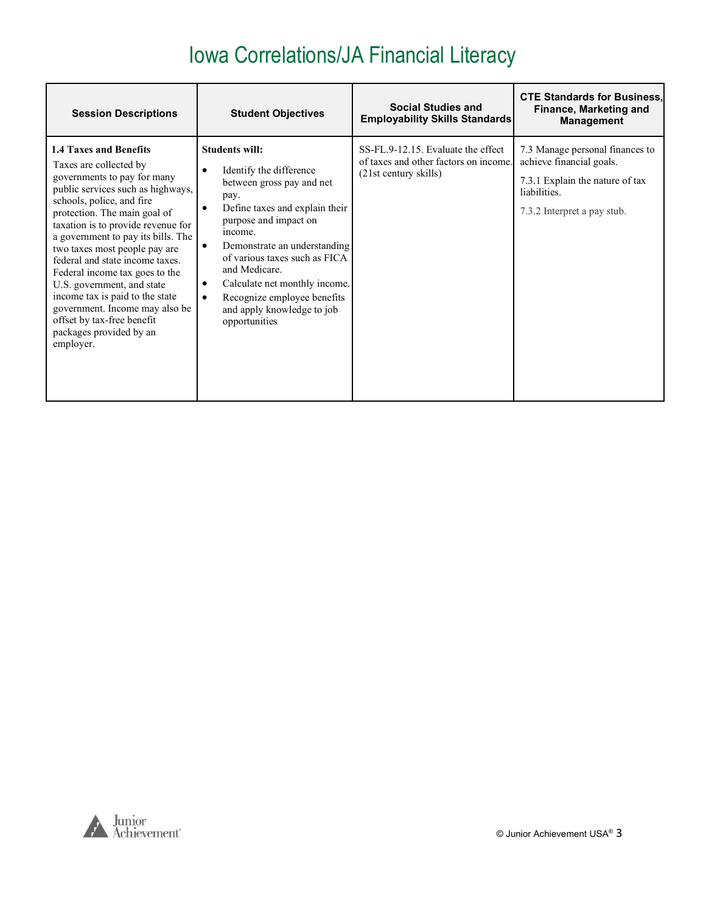# Iowa Correlations/JA Financial Literacy

| Session Descriptions | Student Objectives | Social Studies and Employability Skills Standards | CTE Standards for Business, Finance, Marketing and Management |
|---|---|---|---|
| **1.4 Taxes and Benefits**<br>Taxes are collected by governments to pay for many public services such as highways, schools, police, and fire protection. The main goal of taxation is to provide revenue for a government to pay its bills. The two taxes most people pay are federal and state income taxes. Federal income tax goes to the U.S. government, and state income tax is paid to the state government. Income may also be offset by tax-free benefit packages provided by an employer. | **Students will:**<br>• Identify the difference between gross pay and net pay.<br>• Define taxes and explain their purpose and impact on income.<br>• Demonstrate an understanding of various taxes such as FICA and Medicare.<br>• Calculate net monthly income.<br>• Recognize employee benefits and apply knowledge to job opportunities | SS-FL.9-12.15. Evaluate the effect of taxes and other factors on income. (21st century skills) | 7.3 Manage personal finances to achieve financial goals.<br>7.3.1 Explain the nature of tax liabilities.<br>7.3.2 Interpret a pay stub. |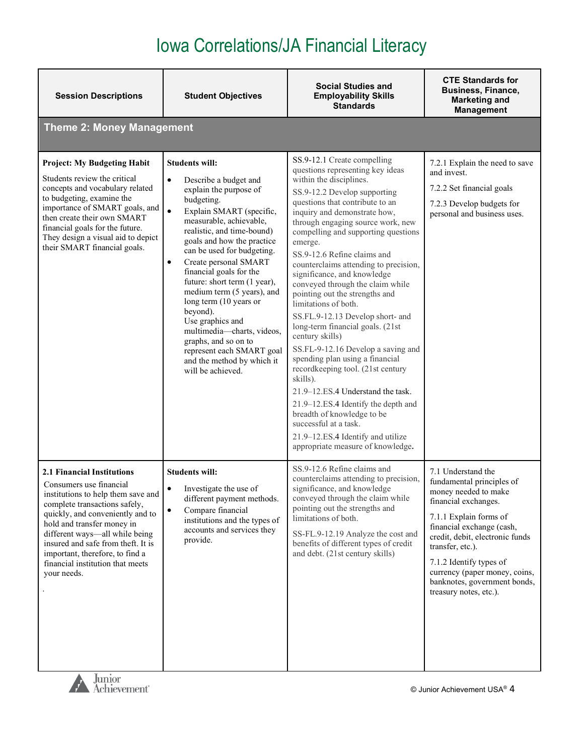# Iowa Correlations/JA Financial Literacy

| Session Descriptions | Student Objectives | Social Studies and Employability Skills Standards | CTE Standards for Business, Finance, Marketing and Management |
|---|---|---|---|
| **Theme 2: Money Management** | | | |
| **Project: My Budgeting Habit**<br>Students review the critical concepts and vocabulary related to budgeting, examine the importance of SMART goals, and then create their own SMART financial goals for the future. They design a visual aid to depict their SMART financial goals. | **Students will:**<br>• Describe a budget and explain the purpose of budgeting.<br>• Explain SMART (specific, measurable, achievable, realistic, and time-bound) goals and how the practice can be used for budgeting.<br>• Create personal SMART financial goals for the future: short term (1 year), medium term (5 years), and long term (10 years or beyond).<br>Use graphics and multimedia—charts, videos, graphs, and so on to represent each SMART goal and the method by which it will be achieved. | SS.9-12.1 Create compelling questions representing key ideas within the disciplines.<br>SS.9-12.2 Develop supporting questions that contribute to an inquiry and demonstrate how, through engaging source work, new compelling and supporting questions emerge.<br>SS.9-12.6 Refine claims and counterclaims attending to precision, significance, and knowledge conveyed through the claim while pointing out the strengths and limitations of both.<br>SS.FL.9-12.13 Develop short- and long-term financial goals. (21st century skills)<br>SS.FL-9-12.16 Develop a saving and spending plan using a financial recordkeeping tool. (21st century skills).<br>21.9–12.ES.4 Understand the task.<br>21.9–12.ES.4 Identify the depth and breadth of knowledge to be successful at a task.<br>21.9–12.ES.4 Identify and utilize appropriate measure of knowledge. | 7.2.1 Explain the need to save and invest.<br>7.2.2 Set financial goals<br>7.2.3 Develop budgets for personal and business uses. |
| **2.1 Financial Institutions**<br>Consumers use financial institutions to help them save and complete transactions safely, quickly, and conveniently and to hold and transfer money in different ways—all while being insured and safe from theft. It is important, therefore, to find a financial institution that meets your needs.<br>. | **Students will:**<br>• Investigate the use of different payment methods.<br>• Compare financial institutions and the types of accounts and services they provide. | SS.9-12.6 Refine claims and counterclaims attending to precision, significance, and knowledge conveyed through the claim while pointing out the strengths and limitations of both.<br>SS-FL.9-12.19 Analyze the cost and benefits of different types of credit and debt. (21st century skills) | 7.1 Understand the fundamental principles of money needed to make financial exchanges.<br>7.1.1 Explain forms of financial exchange (cash, credit, debit, electronic funds transfer, etc.).<br>7.1.2 Identify types of currency (paper money, coins, banknotes, government bonds, treasury notes, etc.). |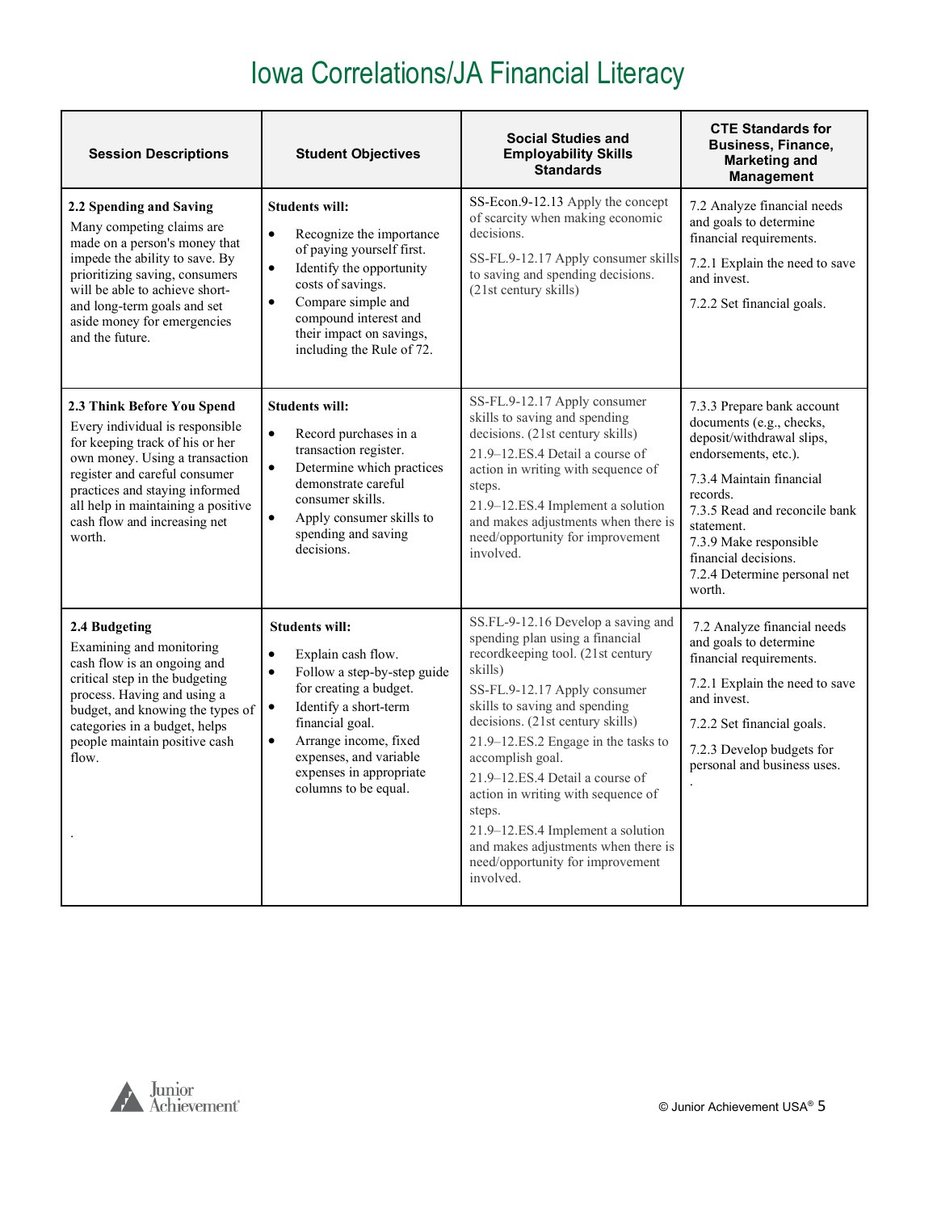# Iowa Correlations/JA Financial Literacy

| Session Descriptions | Student Objectives | Social Studies and Employability Skills Standards | CTE Standards for Business, Finance, Marketing and Management |
|---|---|---|---|
| **2.2 Spending and Saving**<br>Many competing claims are made on a person's money that impede the ability to save. By prioritizing saving, consumers will be able to achieve short- and long-term goals and set aside money for emergencies and the future. | **Students will:**<br>• Recognize the importance of paying yourself first.<br>• Identify the opportunity costs of savings.<br>• Compare simple and compound interest and their impact on savings, including the Rule of 72. | SS-Econ.9-12.13 Apply the concept of scarcity when making economic decisions.<br>SS-FL.9-12.17 Apply consumer skills to saving and spending decisions. (21st century skills) | 7.2 Analyze financial needs and goals to determine financial requirements.<br>7.2.1 Explain the need to save and invest.<br>7.2.2 Set financial goals. |
| **2.3 Think Before You Spend**<br>Every individual is responsible for keeping track of his or her own money. Using a transaction register and careful consumer practices and staying informed all help in maintaining a positive cash flow and increasing net worth. | **Students will:**<br>• Record purchases in a transaction register.<br>• Determine which practices demonstrate careful consumer skills.<br>• Apply consumer skills to spending and saving decisions. | SS-FL.9-12.17 Apply consumer skills to saving and spending decisions. (21st century skills)<br>21.9–12.ES.4 Detail a course of action in writing with sequence of steps.<br>21.9–12.ES.4 Implement a solution and makes adjustments when there is need/opportunity for improvement involved. | 7.3.3 Prepare bank account documents (e.g., checks, deposit/withdrawal slips, endorsements, etc.).<br>7.3.4 Maintain financial records.<br>7.3.5 Read and reconcile bank statement.<br>7.3.9 Make responsible financial decisions.<br>7.2.4 Determine personal net worth. |
| **2.4 Budgeting**<br>Examining and monitoring cash flow is an ongoing and critical step in the budgeting process. Having and using a budget, and knowing the types of categories in a budget, helps people maintain positive cash flow.<br><br>. | **Students will:**<br>• Explain cash flow.<br>• Follow a step-by-step guide for creating a budget.<br>• Identify a short-term financial goal.<br>• Arrange income, fixed expenses, and variable expenses in appropriate columns to be equal. | SS.FL-9-12.16 Develop a saving and spending plan using a financial recordkeeping tool. (21st century skills)<br>SS-FL.9-12.17 Apply consumer skills to saving and spending decisions. (21st century skills)<br>21.9–12.ES.2 Engage in the tasks to accomplish goal.<br>21.9–12.ES.4 Detail a course of action in writing with sequence of steps.<br>21.9–12.ES.4 Implement a solution and makes adjustments when there is need/opportunity for improvement involved. | 7.2 Analyze financial needs and goals to determine financial requirements.<br>7.2.1 Explain the need to save and invest.<br>7.2.2 Set financial goals.<br>7.2.3 Develop budgets for personal and business uses.<br>. |

© Junior Achievement USA®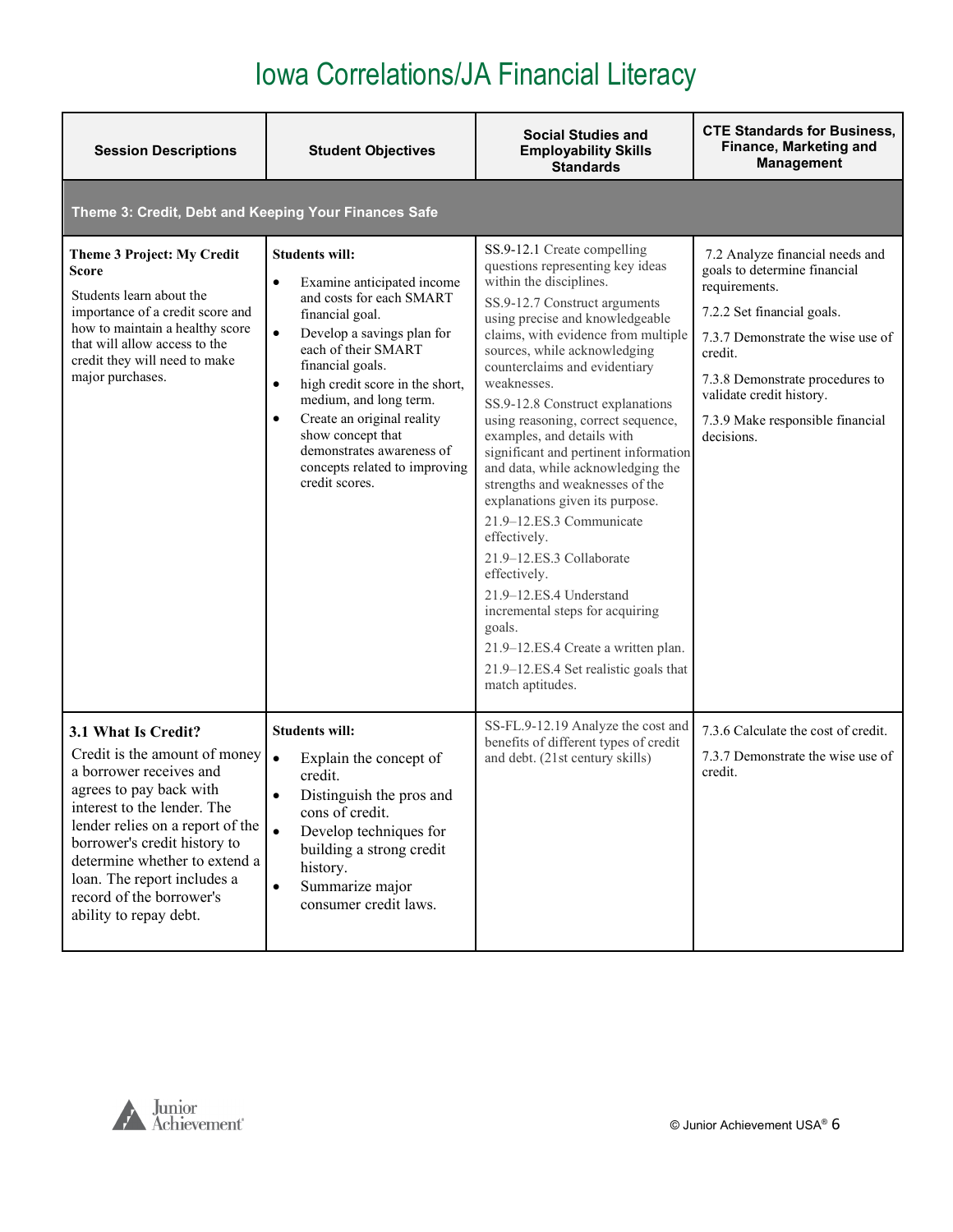# Iowa Correlations/JA Financial Literacy

| Session Descriptions | Student Objectives | Social Studies and Employability Skills Standards | CTE Standards for Business, Finance, Marketing and Management |
|---|---|---|---|
| **Theme 3: Credit, Debt and Keeping Your Finances Safe** | | | |
| **Theme 3 Project: My Credit Score**<br>Students learn about the importance of a credit score and how to maintain a healthy score that will allow access to the credit they will need to make major purchases. | **Students will:**<br>• Examine anticipated income and costs for each SMART financial goal.<br>• Develop a savings plan for each of their SMART financial goals.<br>• high credit score in the short, medium, and long term.<br>• Create an original reality show concept that demonstrates awareness of concepts related to improving credit scores. | SS.9-12.1 Create compelling questions representing key ideas within the disciplines.<br>SS.9-12.7 Construct arguments using precise and knowledgeable claims, with evidence from multiple sources, while acknowledging counterclaims and evidentiary weaknesses.<br>SS.9-12.8 Construct explanations using reasoning, correct sequence, examples, and details with significant and pertinent information and data, while acknowledging the strengths and weaknesses of the explanations given its purpose.<br>21.9–12.ES.3 Communicate effectively.<br>21.9–12.ES.3 Collaborate effectively.<br>21.9–12.ES.4 Understand incremental steps for acquiring goals.<br>21.9–12.ES.4 Create a written plan.<br>21.9–12.ES.4 Set realistic goals that match aptitudes. | 7.2 Analyze financial needs and goals to determine financial requirements.<br>7.2.2 Set financial goals.<br>7.3.7 Demonstrate the wise use of credit.<br>7.3.8 Demonstrate procedures to validate credit history.<br>7.3.9 Make responsible financial decisions. |
| **3.1 What Is Credit?**<br>Credit is the amount of money a borrower receives and agrees to pay back with interest to the lender. The lender relies on a report of the borrower's credit history to determine whether to extend a loan. The report includes a record of the borrower's ability to repay debt. | **Students will:**<br>• Explain the concept of credit.<br>• Distinguish the pros and cons of credit.<br>• Develop techniques for building a strong credit history.<br>• Summarize major consumer credit laws. | SS-FL.9-12.19 Analyze the cost and benefits of different types of credit and debt. (21st century skills) | 7.3.6 Calculate the cost of credit.<br>7.3.7 Demonstrate the wise use of credit. |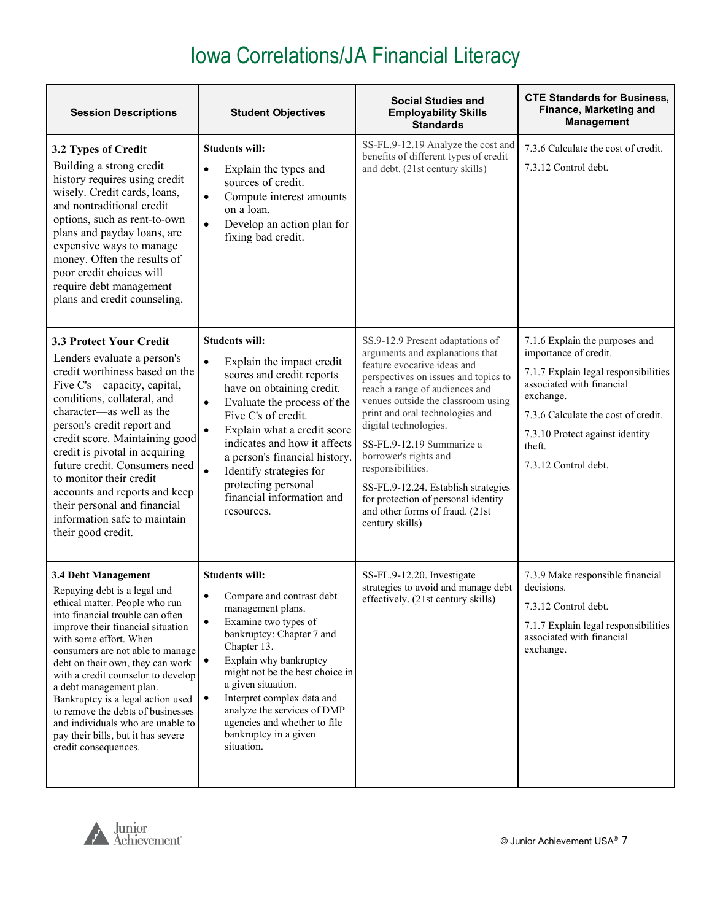# Iowa Correlations/JA Financial Literacy

| Session Descriptions | Student Objectives | Social Studies and Employability Skills Standards | CTE Standards for Business, Finance, Marketing and Management |
|---|---|---|---|
| **3.2 Types of Credit**<br>Building a strong credit history requires using credit wisely. Credit cards, loans, and nontraditional credit options, such as rent-to-own plans and payday loans, are expensive ways to manage money. Often the results of poor credit choices will require debt management plans and credit counseling. | **Students will:**<br>• Explain the types and sources of credit.<br>• Compute interest amounts on a loan.<br>• Develop an action plan for fixing bad credit. | SS-FL.9-12.19 Analyze the cost and benefits of different types of credit and debt. (21st century skills) | 7.3.6 Calculate the cost of credit.<br>7.3.12 Control debt. |
| **3.3 Protect Your Credit**<br>Lenders evaluate a person's credit worthiness based on the Five C's—capacity, capital, conditions, collateral, and character—as well as the person's credit report and credit score. Maintaining good credit is pivotal in acquiring future credit. Consumers need to monitor their credit accounts and reports and keep their personal and financial information safe to maintain their good credit. | **Students will:**<br>• Explain the impact credit scores and credit reports have on obtaining credit.<br>• Evaluate the process of the Five C's of credit.<br>• Explain what a credit score indicates and how it affects a person's financial history.<br>• Identify strategies for protecting personal financial information and resources. | SS.9-12.9 Present adaptations of arguments and explanations that feature evocative ideas and perspectives on issues and topics to reach a range of audiences and venues outside the classroom using print and oral technologies and digital technologies.<br>SS-FL.9-12.19 Summarize a borrower's rights and responsibilities.<br>SS-FL.9-12.24. Establish strategies for protection of personal identity and other forms of fraud. (21st century skills) | 7.1.6 Explain the purposes and importance of credit.<br>7.1.7 Explain legal responsibilities associated with financial exchange.<br>7.3.6 Calculate the cost of credit.<br>7.3.10 Protect against identity theft.<br>7.3.12 Control debt. |
| **3.4 Debt Management**<br>Repaying debt is a legal and ethical matter. People who run into financial trouble can often improve their financial situation with some effort. When consumers are not able to manage debt on their own, they can work with a credit counselor to develop a debt management plan. Bankruptcy is a legal action used to remove the debts of businesses and individuals who are unable to pay their bills, but it has severe credit consequences. | **Students will:**<br>• Compare and contrast debt management plans.<br>• Examine two types of bankruptcy: Chapter 7 and Chapter 13.<br>• Explain why bankruptcy might not be the best choice in a given situation.<br>• Interpret complex data and analyze the services of DMP agencies and whether to file bankruptcy in a given situation. | SS-FL.9-12.20. Investigate strategies to avoid and manage debt effectively. (21st century skills) | 7.3.9 Make responsible financial decisions.<br>7.3.12 Control debt.<br>7.1.7 Explain legal responsibilities associated with financial exchange. |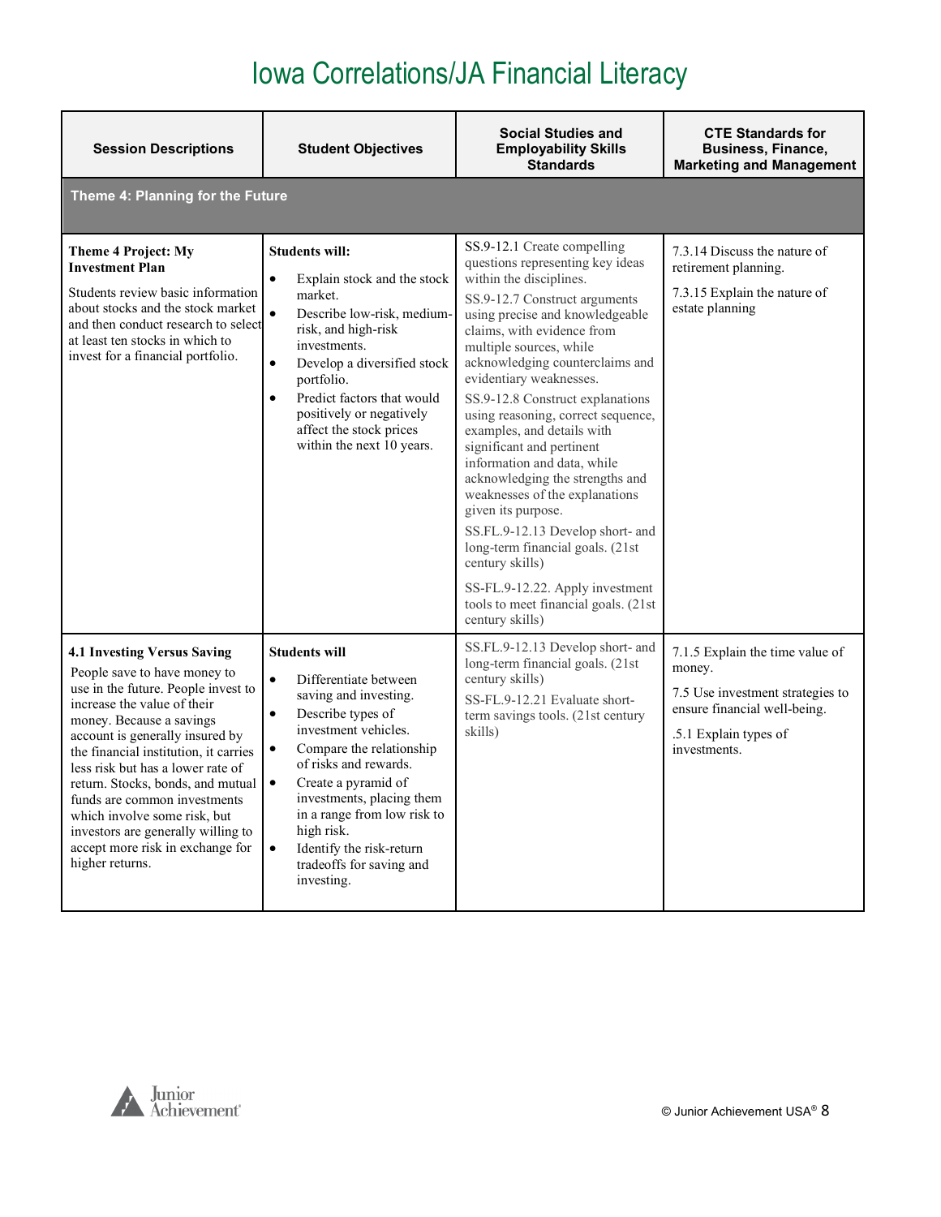# Iowa Correlations/JA Financial Literacy

| Session Descriptions | Student Objectives | Social Studies and Employability Skills Standards | CTE Standards for Business, Finance, Marketing and Management |
|---|---|---|---|
| **Theme 4: Planning for the Future** | | | |
| **Theme 4 Project: My Investment Plan**<br>Students review basic information about stocks and the stock market and then conduct research to select at least ten stocks in which to invest for a financial portfolio. | **Students will:**<br>• Explain stock and the stock market.<br>• Describe low-risk, medium-risk, and high-risk investments.<br>• Develop a diversified stock portfolio.<br>• Predict factors that would positively or negatively affect the stock prices within the next 10 years. | SS.9-12.1 Create compelling questions representing key ideas within the disciplines.<br>SS.9-12.7 Construct arguments using precise and knowledgeable claims, with evidence from multiple sources, while acknowledging counterclaims and evidentiary weaknesses.<br>SS.9-12.8 Construct explanations using reasoning, correct sequence, examples, and details with significant and pertinent information and data, while acknowledging the strengths and weaknesses of the explanations given its purpose.<br>SS.FL.9-12.13 Develop short- and long-term financial goals. (21st century skills)<br>SS-FL.9-12.22. Apply investment tools to meet financial goals. (21st century skills) | 7.3.14 Discuss the nature of retirement planning.<br>7.3.15 Explain the nature of estate planning |
| **4.1 Investing Versus Saving**<br>People save to have money to use in the future. People invest to increase the value of their money. Because a savings account is generally insured by the financial institution, it carries less risk but has a lower rate of return. Stocks, bonds, and mutual funds are common investments which involve some risk, but investors are generally willing to accept more risk in exchange for higher returns. | **Students will**<br>• Differentiate between saving and investing.<br>• Describe types of investment vehicles.<br>• Compare the relationship of risks and rewards.<br>• Create a pyramid of investments, placing them in a range from low risk to high risk.<br>• Identify the risk-return tradeoffs for saving and investing. | SS.FL.9-12.13 Develop short- and long-term financial goals. (21st century skills)<br>SS-FL.9-12.21 Evaluate short-term savings tools. (21st century skills) | 7.1.5 Explain the time value of money.<br>7.5 Use investment strategies to ensure financial well-being.<br>.5.1 Explain types of investments. |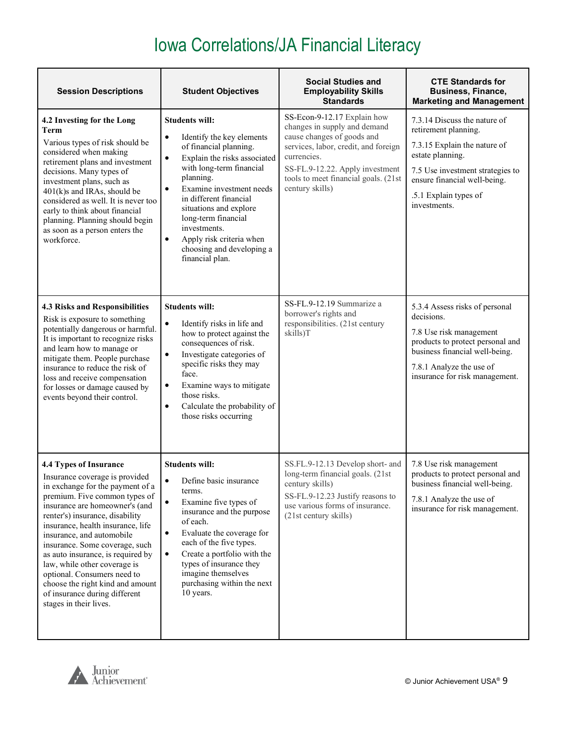# Iowa Correlations/JA Financial Literacy

| Session Descriptions | Student Objectives | Social Studies and Employability Skills Standards | CTE Standards for Business, Finance, Marketing and Management |
|---|---|---|---|
| **4.2 Investing for the Long Term**<br>Various types of risk should be considered when making retirement plans and investment decisions. Many types of investment plans, such as 401(k)s and IRAs, should be considered as well. It is never too early to think about financial planning. Planning should begin as soon as a person enters the workforce. | **Students will:**<br>• Identify the key elements of financial planning.<br>• Explain the risks associated with long-term financial planning.<br>• Examine investment needs in different financial situations and explore long-term financial investments.<br>• Apply risk criteria when choosing and developing a financial plan. | SS-Econ-9-12.17 Explain how changes in supply and demand cause changes of goods and services, labor, credit, and foreign currencies.<br>SS-FL.9-12.22. Apply investment tools to meet financial goals. (21st century skills) | 7.3.14 Discuss the nature of retirement planning.<br>7.3.15 Explain the nature of estate planning.<br>7.5 Use investment strategies to ensure financial well-being.<br>.5.1 Explain types of investments. |
| **4.3 Risks and Responsibilities**<br>Risk is exposure to something potentially dangerous or harmful. It is important to recognize risks and learn how to manage or mitigate them. People purchase insurance to reduce the risk of loss and receive compensation for losses or damage caused by events beyond their control. | **Students will:**<br>• Identify risks in life and how to protect against the consequences of risk.<br>• Investigate categories of specific risks they may face.<br>• Examine ways to mitigate those risks.<br>• Calculate the probability of those risks occurring | SS-FL.9-12.19 Summarize a borrower's rights and responsibilities. (21st century skills)T | 5.3.4 Assess risks of personal decisions.<br>7.8 Use risk management products to protect personal and business financial well-being.<br>7.8.1 Analyze the use of insurance for risk management. |
| **4.4 Types of Insurance**<br>Insurance coverage is provided in exchange for the payment of a premium. Five common types of insurance are homeowner's (and renter's) insurance, disability insurance, health insurance, life insurance, and automobile insurance. Some coverage, such as auto insurance, is required by law, while other coverage is optional. Consumers need to choose the right kind and amount of insurance during different stages in their lives. | **Students will:**<br>• Define basic insurance terms.<br>• Examine five types of insurance and the purpose of each.<br>• Evaluate the coverage for each of the five types.<br>• Create a portfolio with the types of insurance they imagine themselves purchasing within the next 10 years. | SS.FL.9-12.13 Develop short- and long-term financial goals. (21st century skills)<br>SS-FL.9-12.23 Justify reasons to use various forms of insurance. (21st century skills) | 7.8 Use risk management products to protect personal and business financial well-being.<br>7.8.1 Analyze the use of insurance for risk management. |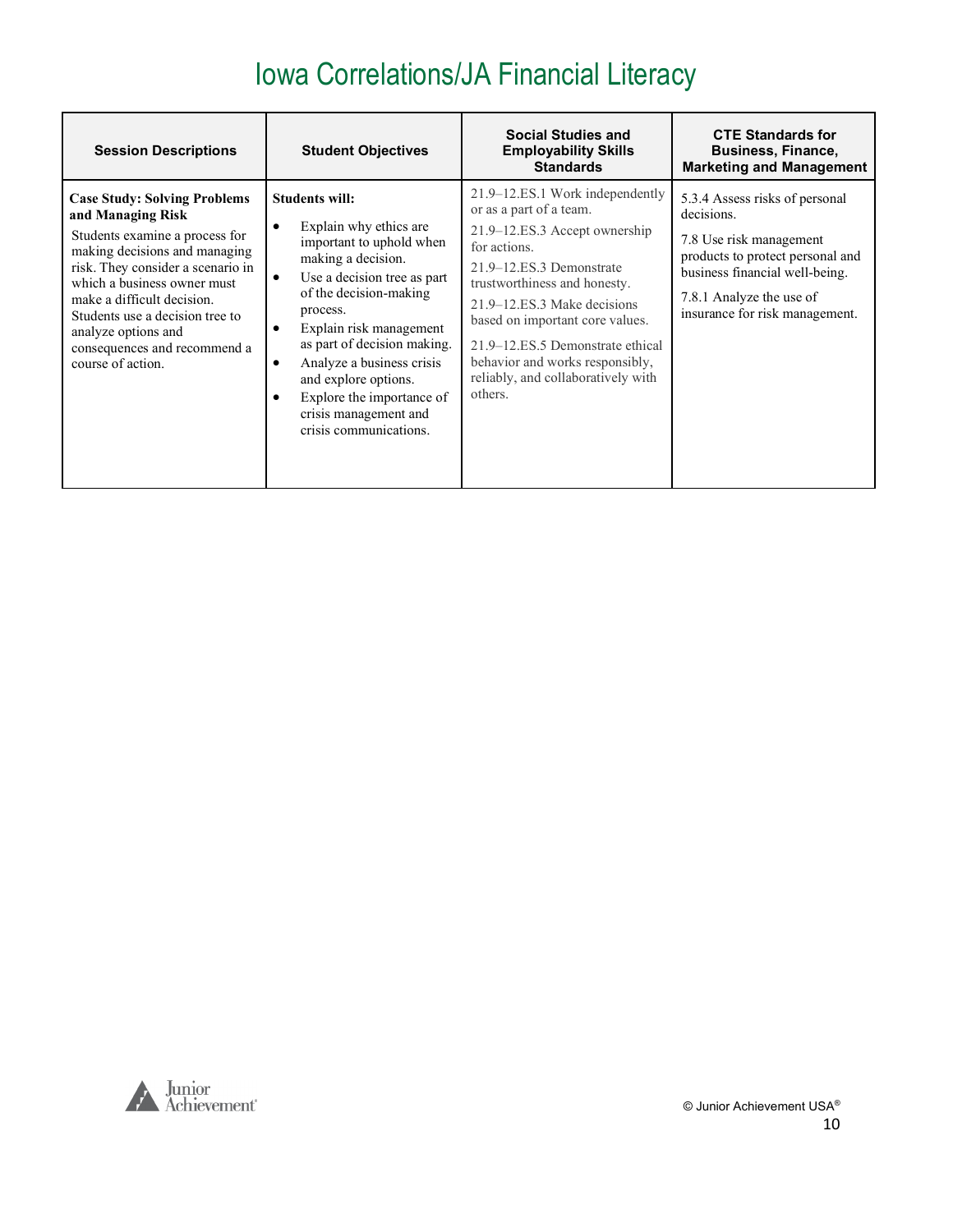# Iowa Correlations/JA Financial Literacy

| Session Descriptions | Student Objectives | Social Studies and Employability Skills Standards | CTE Standards for Business, Finance, Marketing and Management |
|---|---|---|---|
| **Case Study: Solving Problems and Managing Risk**<br>Students examine a process for making decisions and managing risk. They consider a scenario in which a business owner must make a difficult decision. Students use a decision tree to analyze options and consequences and recommend a course of action. | **Students will:**<br>• Explain why ethics are important to uphold when making a decision.<br>• Use a decision tree as part of the decision-making process.<br>• Explain risk management as part of decision making.<br>• Analyze a business crisis and explore options.<br>• Explore the importance of crisis management and crisis communications. | 21.9–12.ES.1 Work independently or as a part of a team.<br>21.9–12.ES.3 Accept ownership for actions.<br>21.9–12.ES.3 Demonstrate trustworthiness and honesty.<br>21.9–12.ES.3 Make decisions based on important core values.<br>21.9–12.ES.5 Demonstrate ethical behavior and works responsibly, reliably, and collaboratively with others. | 5.3.4 Assess risks of personal decisions.<br>7.8 Use risk management products to protect personal and business financial well-being.<br>7.8.1 Analyze the use of insurance for risk management. |

© Junior Achievement USA®